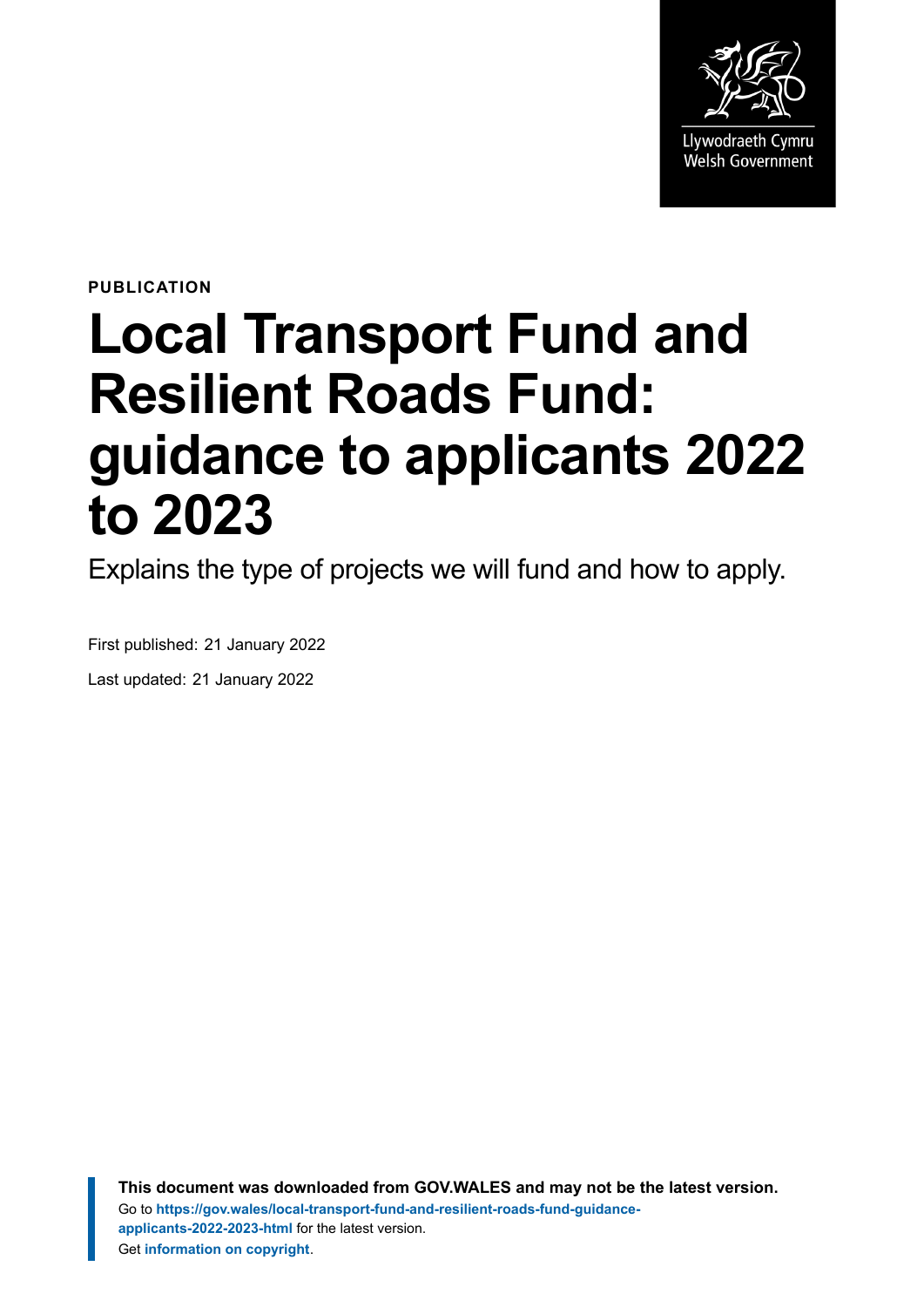Llywodraeth Cymru
Welsh Government

**PUBLICATION**

# Local Transport Fund and Resilient Roads Fund: guidance to applicants 2022 to 2023

Explains the type of projects we will fund and how to apply.

First published: 21 January 2022

Last updated: 21 January 2022

**This document was downloaded from GOV.WALES and may not be the latest version.**
Go to **https://gov.wales/local-transport-fund-and-resilient-roads-fund-guidance-applicants-2022-2023-html** for the latest version.
Get **information on copyright**.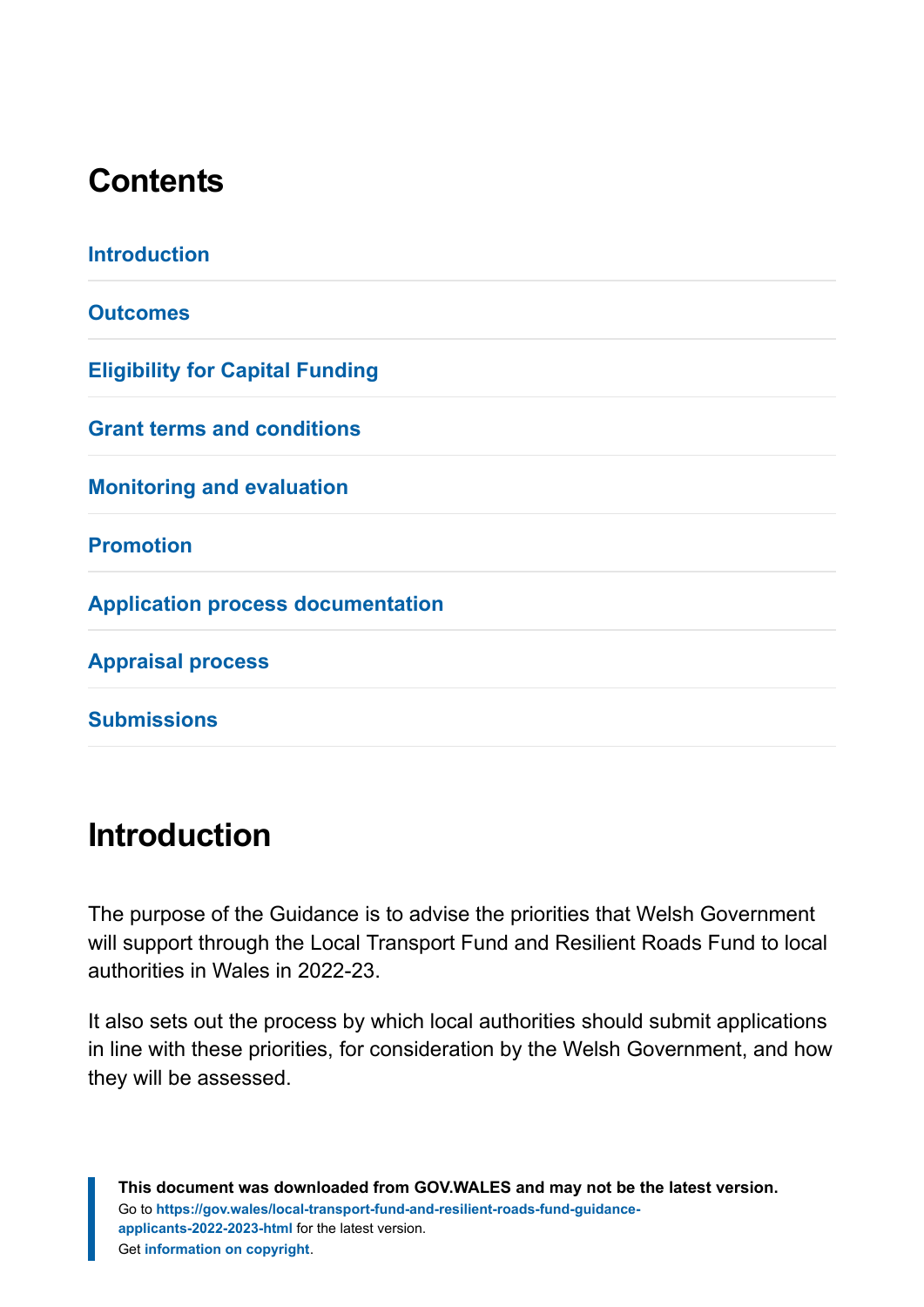## Contents

- Introduction
- Outcomes
- Eligibility for Capital Funding
- Grant terms and conditions
- Monitoring and evaluation
- Promotion
- Application process documentation
- Appraisal process
- Submissions

## Introduction

The purpose of the Guidance is to advise the priorities that Welsh Government will support through the Local Transport Fund and Resilient Roads Fund to local authorities in Wales in 2022-23.

It also sets out the process by which local authorities should submit applications in line with these priorities, for consideration by the Welsh Government, and how they will be assessed.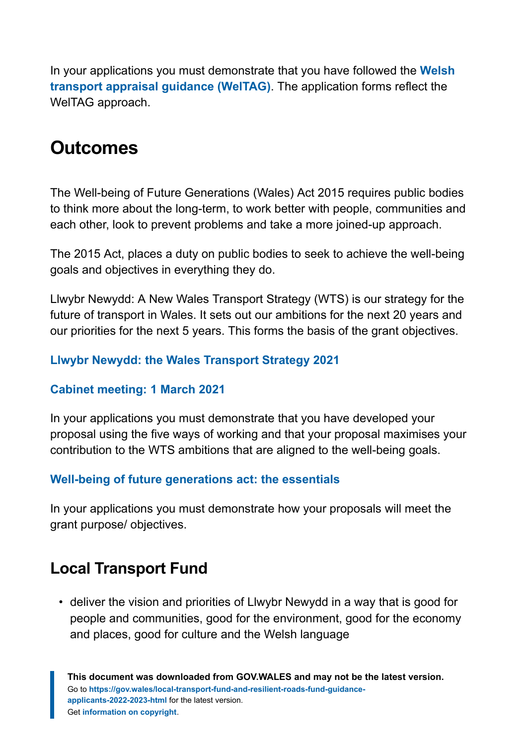In your applications you must demonstrate that you have followed the **Welsh transport appraisal guidance (WelTAG)**. The application forms reflect the WelTAG approach.

## Outcomes

The Well-being of Future Generations (Wales) Act 2015 requires public bodies to think more about the long-term, to work better with people, communities and each other, look to prevent problems and take a more joined-up approach.

The 2015 Act, places a duty on public bodies to seek to achieve the well-being goals and objectives in everything they do.

Llwybr Newydd: A New Wales Transport Strategy (WTS) is our strategy for the future of transport in Wales. It sets out our ambitions for the next 20 years and our priorities for the next 5 years. This forms the basis of the grant objectives.

**Llwybr Newydd: the Wales Transport Strategy 2021**

**Cabinet meeting: 1 March 2021**

In your applications you must demonstrate that you have developed your proposal using the five ways of working and that your proposal maximises your contribution to the WTS ambitions that are aligned to the well-being goals.

**Well-being of future generations act: the essentials**

In your applications you must demonstrate how your proposals will meet the grant purpose/ objectives.

## Local Transport Fund

- deliver the vision and priorities of Llwybr Newydd in a way that is good for people and communities, good for the environment, good for the economy and places, good for culture and the Welsh language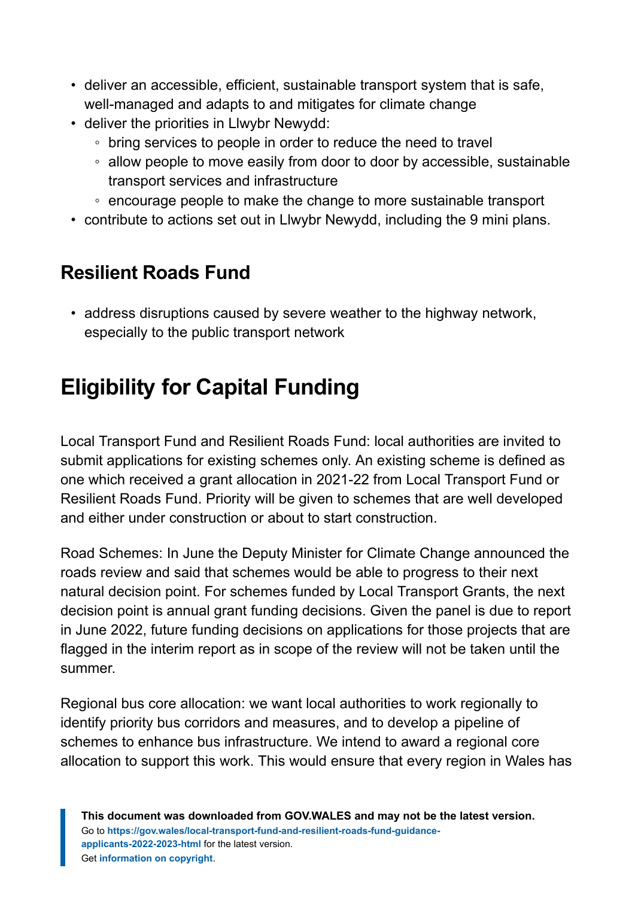- deliver an accessible, efficient, sustainable transport system that is safe, well-managed and adapts to and mitigates for climate change
- deliver the priorities in Llwybr Newydd:
    - bring services to people in order to reduce the need to travel
    - allow people to move easily from door to door by accessible, sustainable transport services and infrastructure
    - encourage people to make the change to more sustainable transport
- contribute to actions set out in Llwybr Newydd, including the 9 mini plans.

### Resilient Roads Fund

- address disruptions caused by severe weather to the highway network, especially to the public transport network

## Eligibility for Capital Funding

Local Transport Fund and Resilient Roads Fund: local authorities are invited to submit applications for existing schemes only. An existing scheme is defined as one which received a grant allocation in 2021-22 from Local Transport Fund or Resilient Roads Fund. Priority will be given to schemes that are well developed and either under construction or about to start construction.

Road Schemes: In June the Deputy Minister for Climate Change announced the roads review and said that schemes would be able to progress to their next natural decision point. For schemes funded by Local Transport Grants, the next decision point is annual grant funding decisions. Given the panel is due to report in June 2022, future funding decisions on applications for those projects that are flagged in the interim report as in scope of the review will not be taken until the summer.

Regional bus core allocation: we want local authorities to work regionally to identify priority bus corridors and measures, and to develop a pipeline of schemes to enhance bus infrastructure. We intend to award a regional core allocation to support this work. This would ensure that every region in Wales has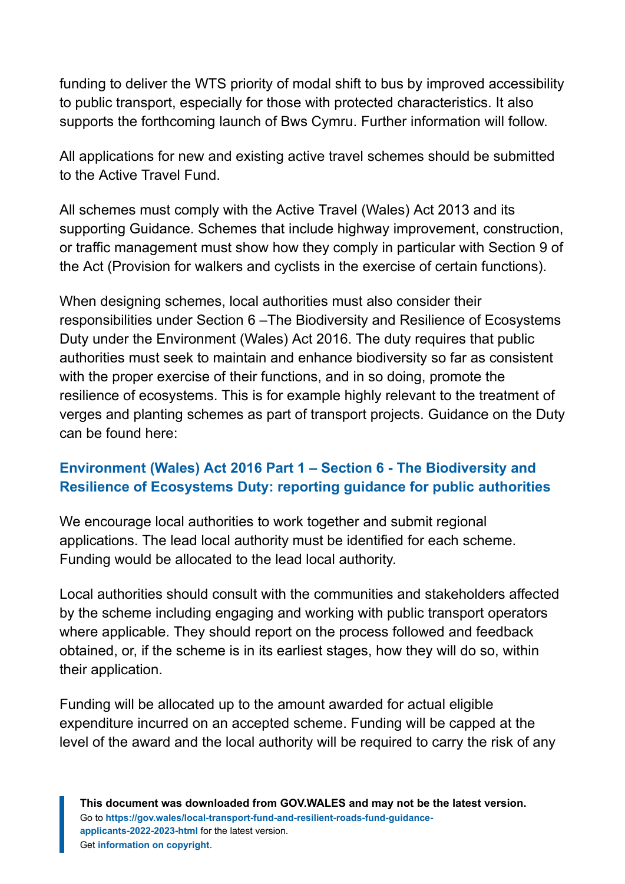funding to deliver the WTS priority of modal shift to bus by improved accessibility to public transport, especially for those with protected characteristics. It also supports the forthcoming launch of Bws Cymru. Further information will follow.

All applications for new and existing active travel schemes should be submitted to the Active Travel Fund.

All schemes must comply with the Active Travel (Wales) Act 2013 and its supporting Guidance. Schemes that include highway improvement, construction, or traffic management must show how they comply in particular with Section 9 of the Act (Provision for walkers and cyclists in the exercise of certain functions).

When designing schemes, local authorities must also consider their responsibilities under Section 6 –The Biodiversity and Resilience of Ecosystems Duty under the Environment (Wales) Act 2016. The duty requires that public authorities must seek to maintain and enhance biodiversity so far as consistent with the proper exercise of their functions, and in so doing, promote the resilience of ecosystems. This is for example highly relevant to the treatment of verges and planting schemes as part of transport projects. Guidance on the Duty can be found here:

**Environment (Wales) Act 2016 Part 1 – Section 6 - The Biodiversity and Resilience of Ecosystems Duty: reporting guidance for public authorities**

We encourage local authorities to work together and submit regional applications. The lead local authority must be identified for each scheme. Funding would be allocated to the lead local authority.

Local authorities should consult with the communities and stakeholders affected by the scheme including engaging and working with public transport operators where applicable. They should report on the process followed and feedback obtained, or, if the scheme is in its earliest stages, how they will do so, within their application.

Funding will be allocated up to the amount awarded for actual eligible expenditure incurred on an accepted scheme. Funding will be capped at the level of the award and the local authority will be required to carry the risk of any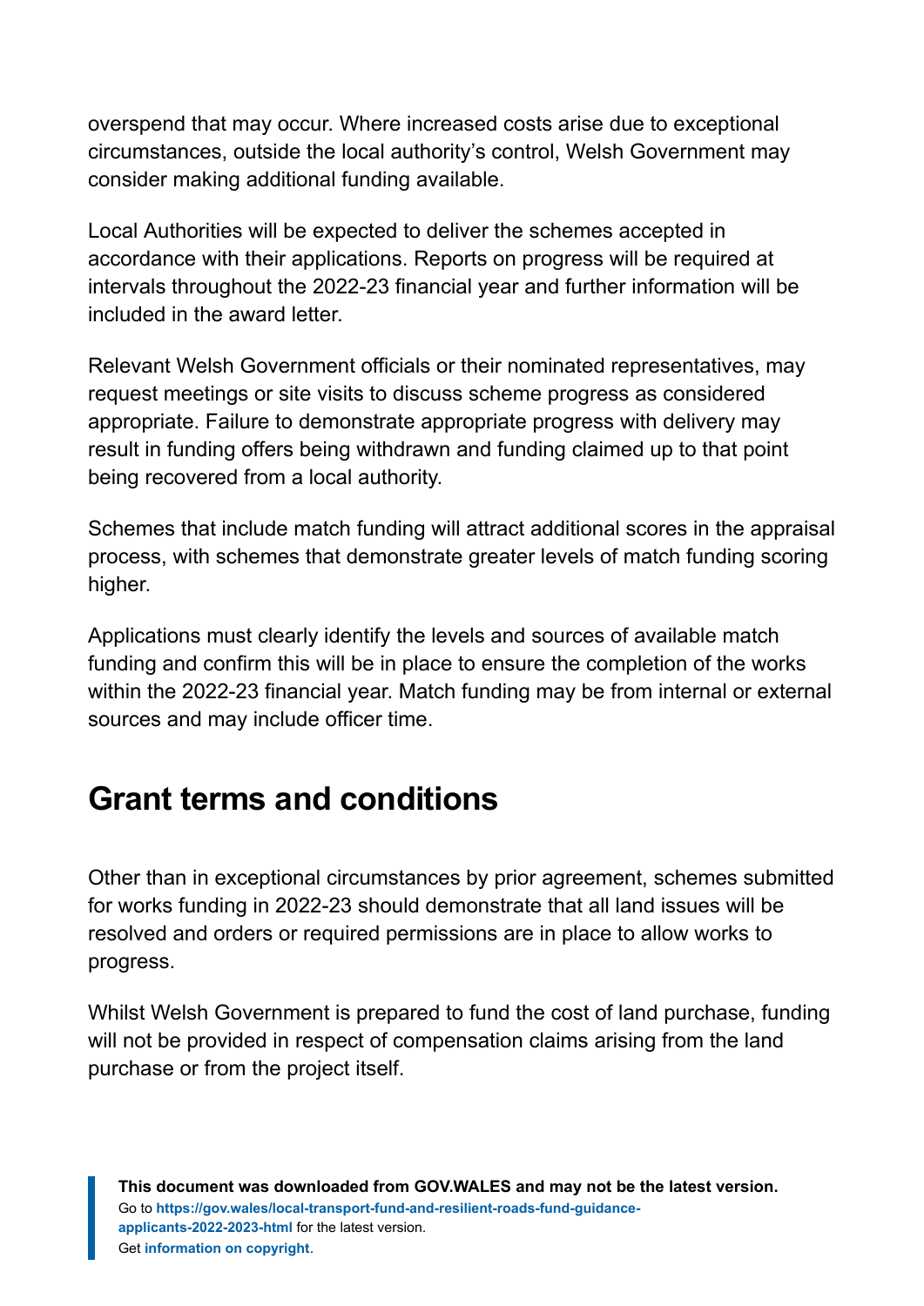overspend that may occur. Where increased costs arise due to exceptional circumstances, outside the local authority's control, Welsh Government may consider making additional funding available.

Local Authorities will be expected to deliver the schemes accepted in accordance with their applications. Reports on progress will be required at intervals throughout the 2022-23 financial year and further information will be included in the award letter.

Relevant Welsh Government officials or their nominated representatives, may request meetings or site visits to discuss scheme progress as considered appropriate. Failure to demonstrate appropriate progress with delivery may result in funding offers being withdrawn and funding claimed up to that point being recovered from a local authority.

Schemes that include match funding will attract additional scores in the appraisal process, with schemes that demonstrate greater levels of match funding scoring higher.

Applications must clearly identify the levels and sources of available match funding and confirm this will be in place to ensure the completion of the works within the 2022-23 financial year. Match funding may be from internal or external sources and may include officer time.

## Grant terms and conditions

Other than in exceptional circumstances by prior agreement, schemes submitted for works funding in 2022-23 should demonstrate that all land issues will be resolved and orders or required permissions are in place to allow works to progress.

Whilst Welsh Government is prepared to fund the cost of land purchase, funding will not be provided in respect of compensation claims arising from the land purchase or from the project itself.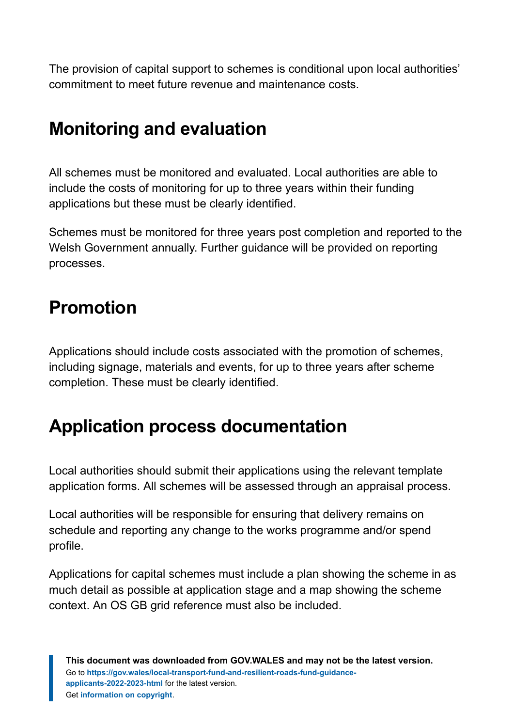The provision of capital support to schemes is conditional upon local authorities' commitment to meet future revenue and maintenance costs.

## Monitoring and evaluation

All schemes must be monitored and evaluated. Local authorities are able to include the costs of monitoring for up to three years within their funding applications but these must be clearly identified.

Schemes must be monitored for three years post completion and reported to the Welsh Government annually. Further guidance will be provided on reporting processes.

## Promotion

Applications should include costs associated with the promotion of schemes, including signage, materials and events, for up to three years after scheme completion. These must be clearly identified.

## Application process documentation

Local authorities should submit their applications using the relevant template application forms. All schemes will be assessed through an appraisal process.

Local authorities will be responsible for ensuring that delivery remains on schedule and reporting any change to the works programme and/or spend profile.

Applications for capital schemes must include a plan showing the scheme in as much detail as possible at application stage and a map showing the scheme context. An OS GB grid reference must also be included.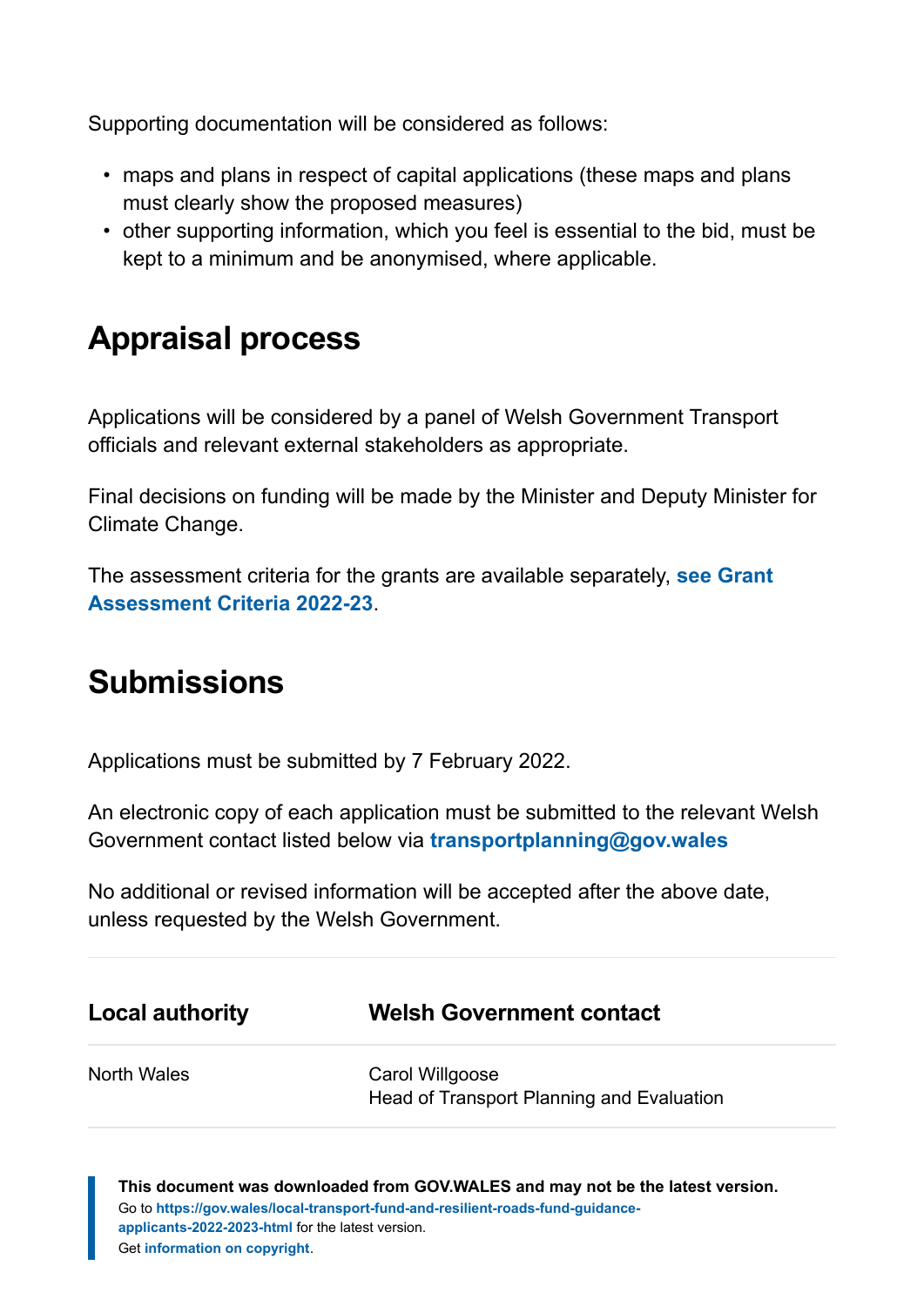Supporting documentation will be considered as follows:

- maps and plans in respect of capital applications (these maps and plans must clearly show the proposed measures)
- other supporting information, which you feel is essential to the bid, must be kept to a minimum and be anonymised, where applicable.

## Appraisal process

Applications will be considered by a panel of Welsh Government Transport officials and relevant external stakeholders as appropriate.

Final decisions on funding will be made by the Minister and Deputy Minister for Climate Change.

The assessment criteria for the grants are available separately, **see Grant Assessment Criteria 2022-23**.

## Submissions

Applications must be submitted by 7 February 2022.

An electronic copy of each application must be submitted to the relevant Welsh Government contact listed below via **transportplanning@gov.wales**

No additional or revised information will be accepted after the above date, unless requested by the Welsh Government.

| Local authority | Welsh Government contact |
| --- | --- |
| North Wales | Carol Willgoose<br>Head of Transport Planning and Evaluation |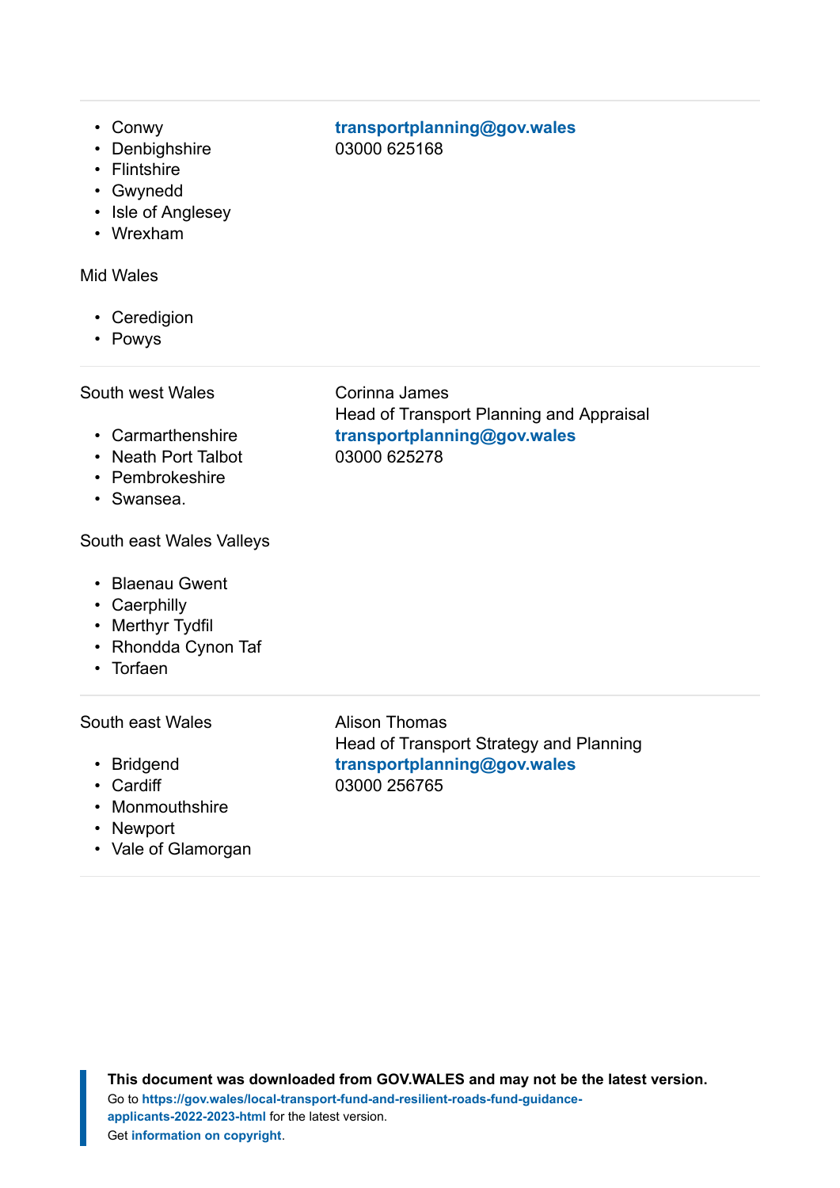| Region | Contact |
| --- | --- |
| <ul><li>Conwy</li><li>Denbighshire</li><li>Flintshire</li><li>Gwynedd</li><li>Isle of Anglesey</li><li>Wrexham</li></ul>Mid Wales<ul><li>Ceredigion</li><li>Powys</li></ul> | **transportplanning@gov.wales**<br>03000 625168 |
| South west Wales<ul><li>Carmarthenshire</li><li>Neath Port Talbot</li><li>Pembrokeshire</li><li>Swansea.</li></ul>South east Wales Valleys<ul><li>Blaenau Gwent</li><li>Caerphilly</li><li>Merthyr Tydfil</li><li>Rhondda Cynon Taf</li><li>Torfaen</li></ul> | Corinna James<br>Head of Transport Planning and Appraisal<br>**transportplanning@gov.wales**<br>03000 625278 |
| South east Wales<ul><li>Bridgend</li><li>Cardiff</li><li>Monmouthshire</li><li>Newport</li><li>Vale of Glamorgan</li></ul> | Alison Thomas<br>Head of Transport Strategy and Planning<br>**transportplanning@gov.wales**<br>03000 256765 |

**This document was downloaded from GOV.WALES and may not be the latest version.**
Go to **https://gov.wales/local-transport-fund-and-resilient-roads-fund-guidance-applicants-2022-2023-html** for the latest version.
Get **information on copyright**.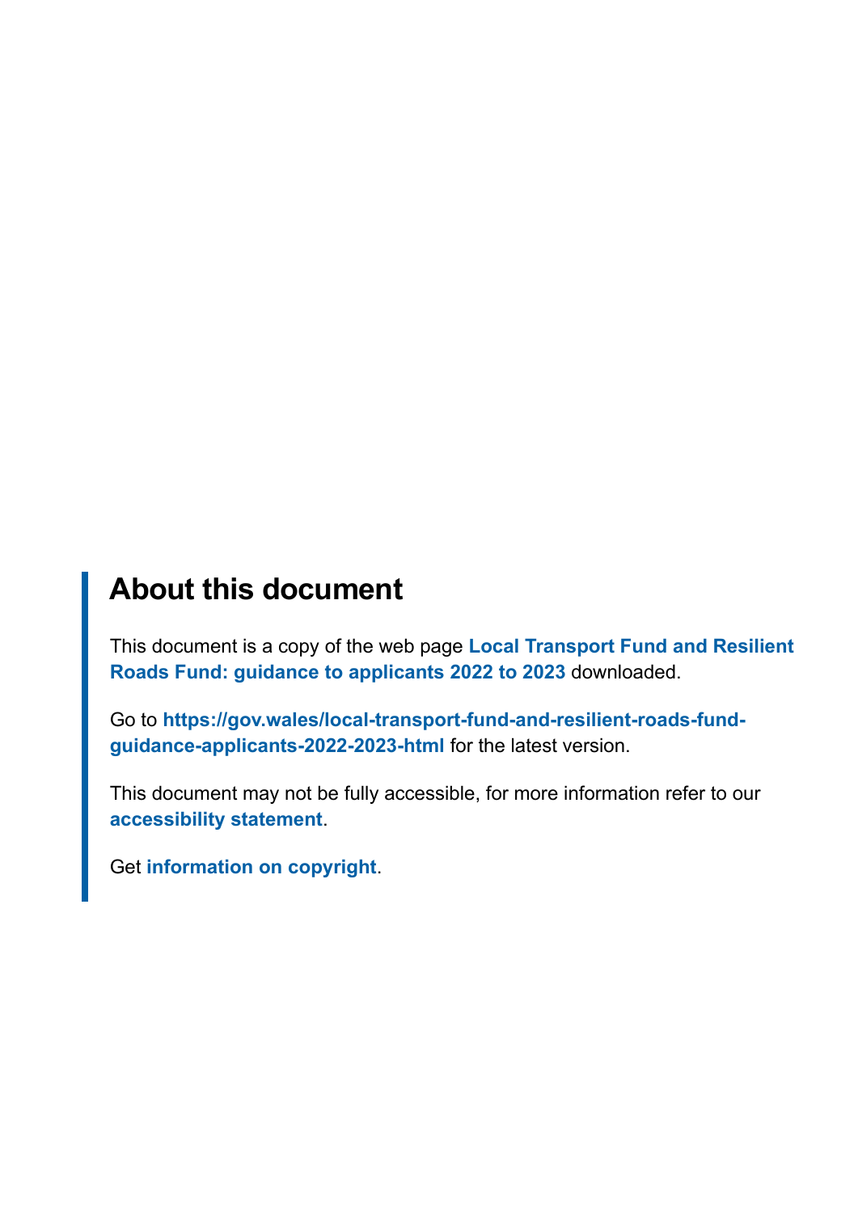## About this document

This document is a copy of the web page **Local Transport Fund and Resilient Roads Fund: guidance to applicants 2022 to 2023** downloaded.

Go to **https://gov.wales/local-transport-fund-and-resilient-roads-fund-guidance-applicants-2022-2023-html** for the latest version.

This document may not be fully accessible, for more information refer to our **accessibility statement**.

Get **information on copyright**.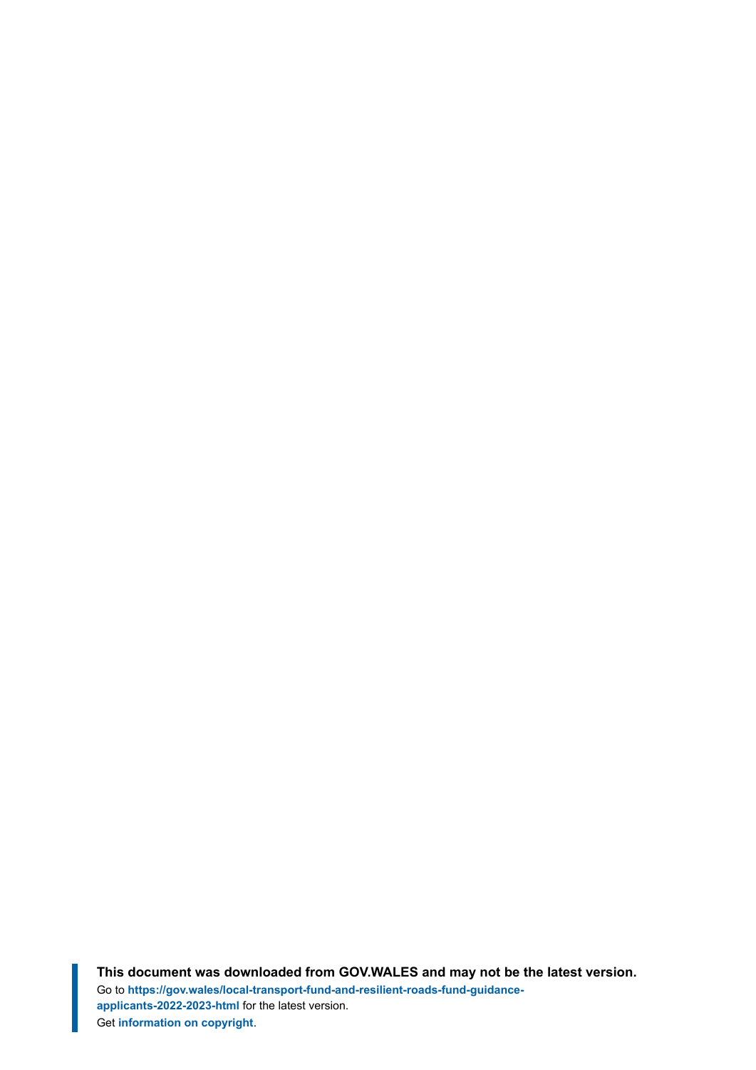**This document was downloaded from GOV.WALES and may not be the latest version.**

Go to **https://gov.wales/local-transport-fund-and-resilient-roads-fund-guidance-applicants-2022-2023-html** for the latest version.

Get **information on copyright**.